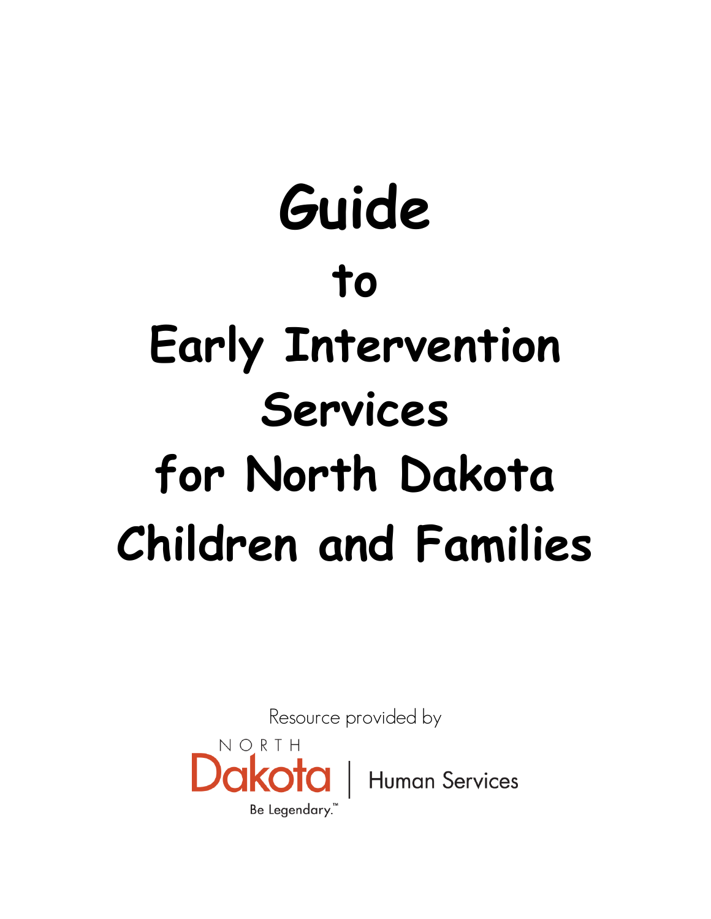# Guide to Early Intervention Services for North Dakota Children and Families

Resource provided by

NORTH Dakota | Human Services

Be Legendary.™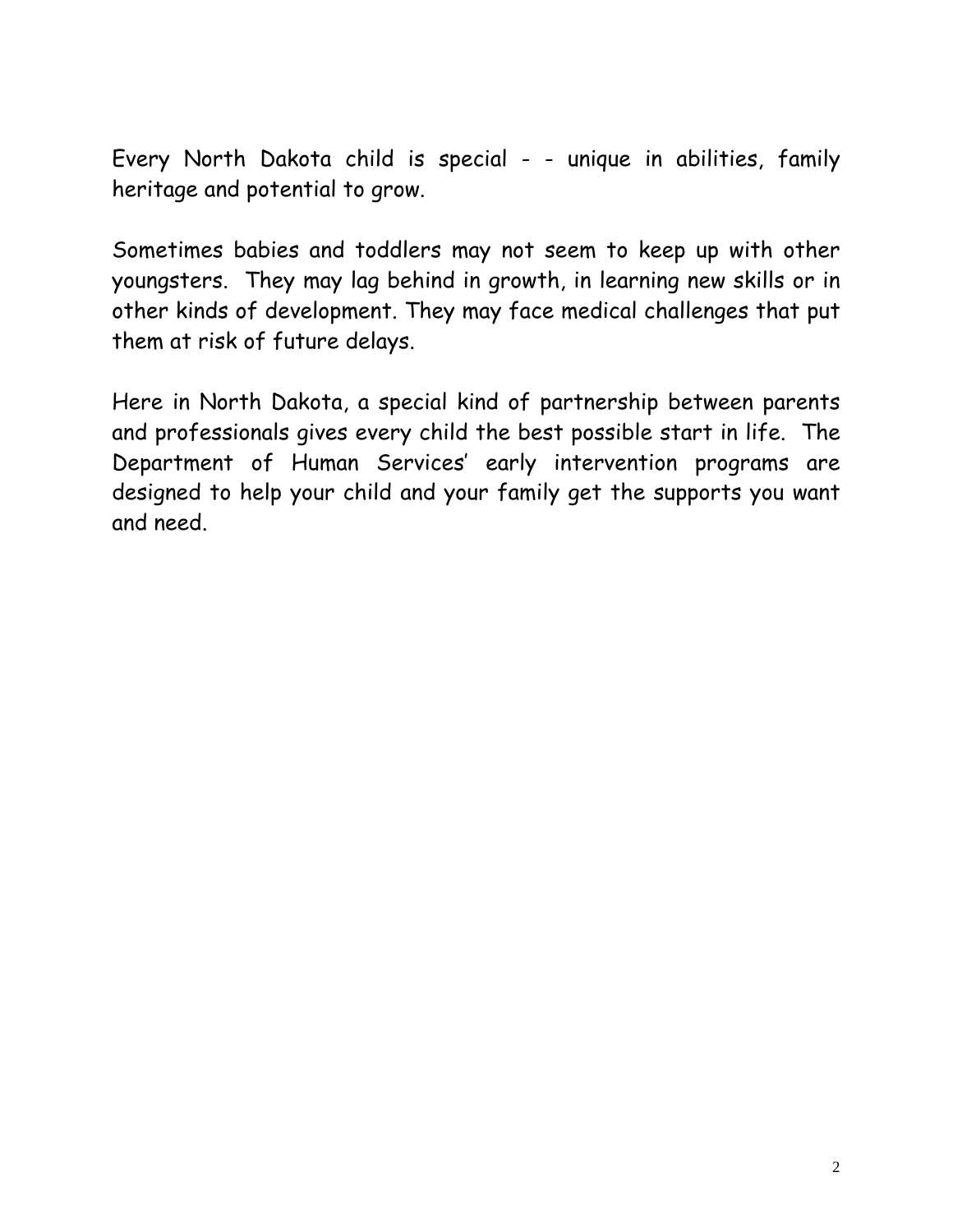Every North Dakota child is special - - unique in abilities, family heritage and potential to grow.

Sometimes babies and toddlers may not seem to keep up with other youngsters. They may lag behind in growth, in learning new skills or in other kinds of development. They may face medical challenges that put them at risk of future delays.

Here in North Dakota, a special kind of partnership between parents and professionals gives every child the best possible start in life. The Department of Human Services' early intervention programs are designed to help your child and your family get the supports you want and need.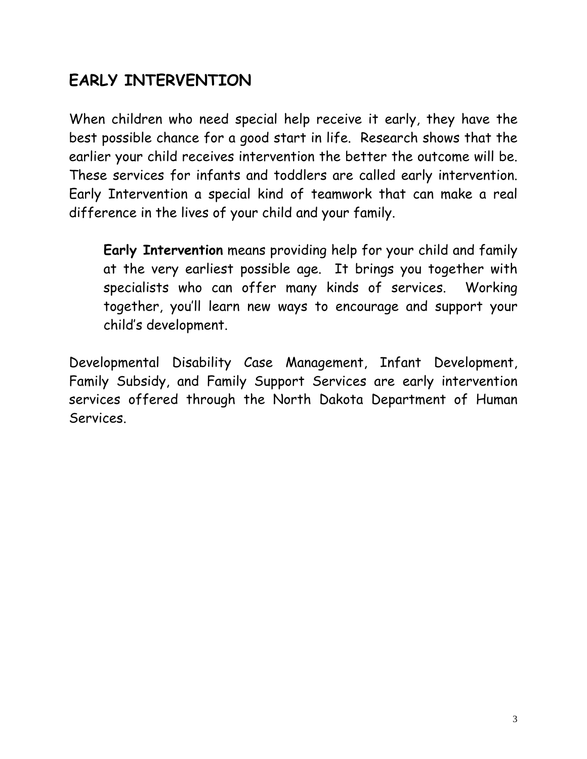## EARLY INTERVENTION

When children who need special help receive it early, they have the best possible chance for a good start in life. Research shows that the earlier your child receives intervention the better the outcome will be. These services for infants and toddlers are called early intervention. Early Intervention a special kind of teamwork that can make a real difference in the lives of your child and your family.

> **Early Intervention** means providing help for your child and family at the very earliest possible age. It brings you together with specialists who can offer many kinds of services. Working together, you'll learn new ways to encourage and support your child's development.

Developmental Disability Case Management, Infant Development, Family Subsidy, and Family Support Services are early intervention services offered through the North Dakota Department of Human Services.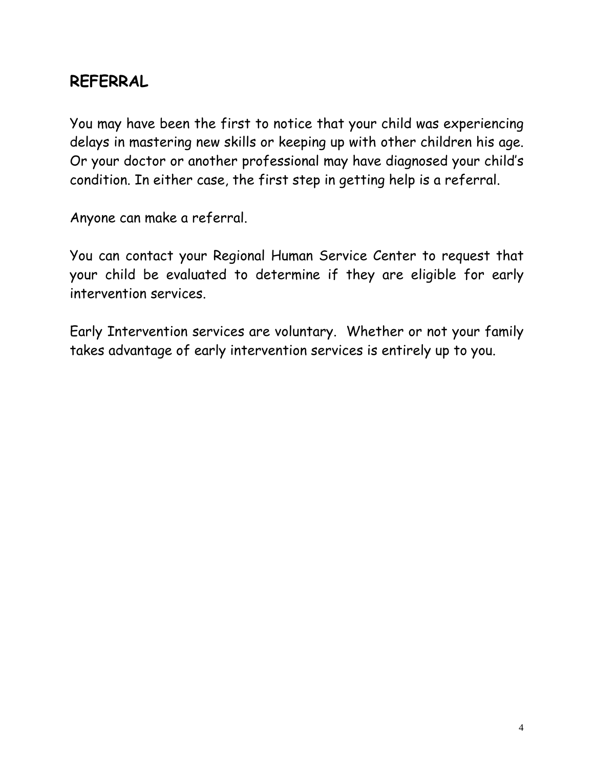## REFERRAL

You may have been the first to notice that your child was experiencing delays in mastering new skills or keeping up with other children his age. Or your doctor or another professional may have diagnosed your child's condition. In either case, the first step in getting help is a referral.

Anyone can make a referral.

You can contact your Regional Human Service Center to request that your child be evaluated to determine if they are eligible for early intervention services.

Early Intervention services are voluntary. Whether or not your family takes advantage of early intervention services is entirely up to you.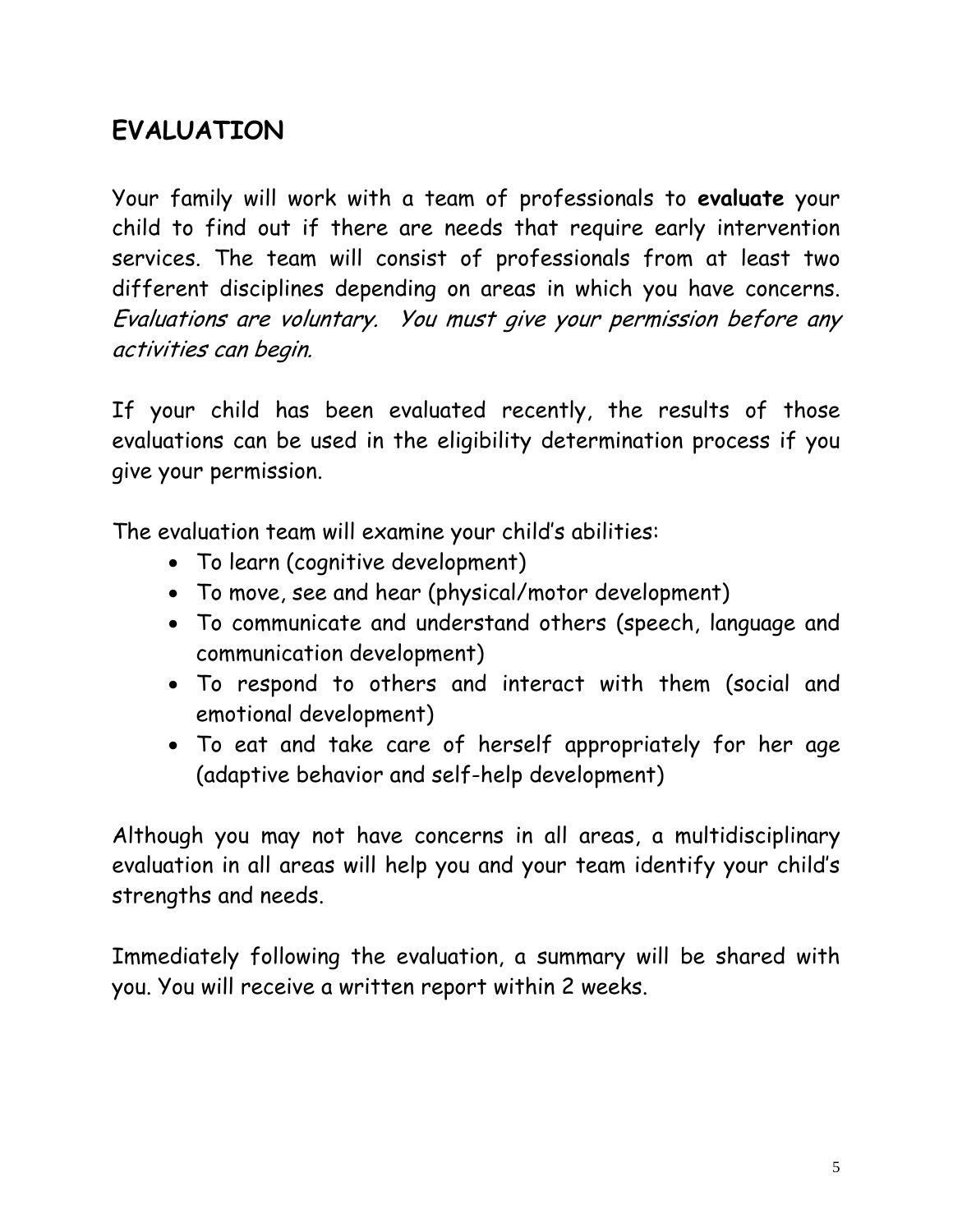## EVALUATION

Your family will work with a team of professionals to **evaluate** your child to find out if there are needs that require early intervention services. The team will consist of professionals from at least two different disciplines depending on areas in which you have concerns. *Evaluations are voluntary. You must give your permission before any activities can begin.*

If your child has been evaluated recently, the results of those evaluations can be used in the eligibility determination process if you give your permission.

The evaluation team will examine your child's abilities:

- To learn (cognitive development)
- To move, see and hear (physical/motor development)
- To communicate and understand others (speech, language and communication development)
- To respond to others and interact with them (social and emotional development)
- To eat and take care of herself appropriately for her age (adaptive behavior and self-help development)

Although you may not have concerns in all areas, a multidisciplinary evaluation in all areas will help you and your team identify your child's strengths and needs.

Immediately following the evaluation, a summary will be shared with you. You will receive a written report within 2 weeks.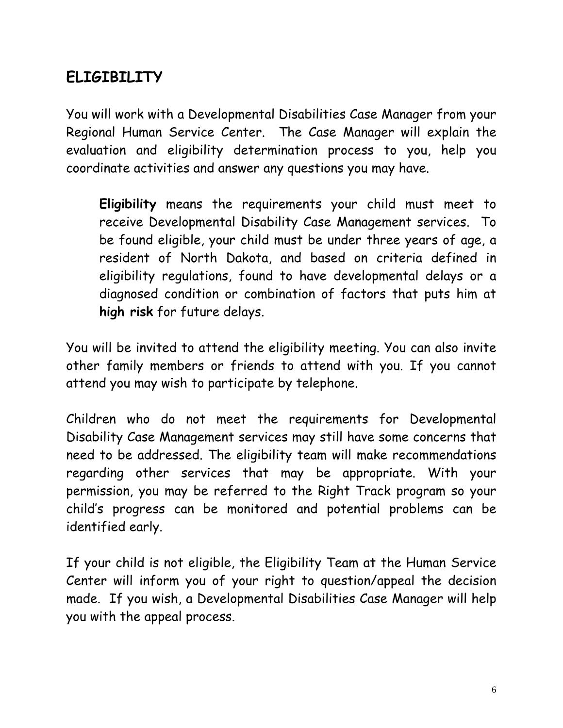## ELIGIBILITY

You will work with a Developmental Disabilities Case Manager from your Regional Human Service Center. The Case Manager will explain the evaluation and eligibility determination process to you, help you coordinate activities and answer any questions you may have.

> **Eligibility** means the requirements your child must meet to receive Developmental Disability Case Management services. To be found eligible, your child must be under three years of age, a resident of North Dakota, and based on criteria defined in eligibility regulations, found to have developmental delays or a diagnosed condition or combination of factors that puts him at **high risk** for future delays.

You will be invited to attend the eligibility meeting. You can also invite other family members or friends to attend with you. If you cannot attend you may wish to participate by telephone.

Children who do not meet the requirements for Developmental Disability Case Management services may still have some concerns that need to be addressed. The eligibility team will make recommendations regarding other services that may be appropriate. With your permission, you may be referred to the Right Track program so your child's progress can be monitored and potential problems can be identified early.

If your child is not eligible, the Eligibility Team at the Human Service Center will inform you of your right to question/appeal the decision made. If you wish, a Developmental Disabilities Case Manager will help you with the appeal process.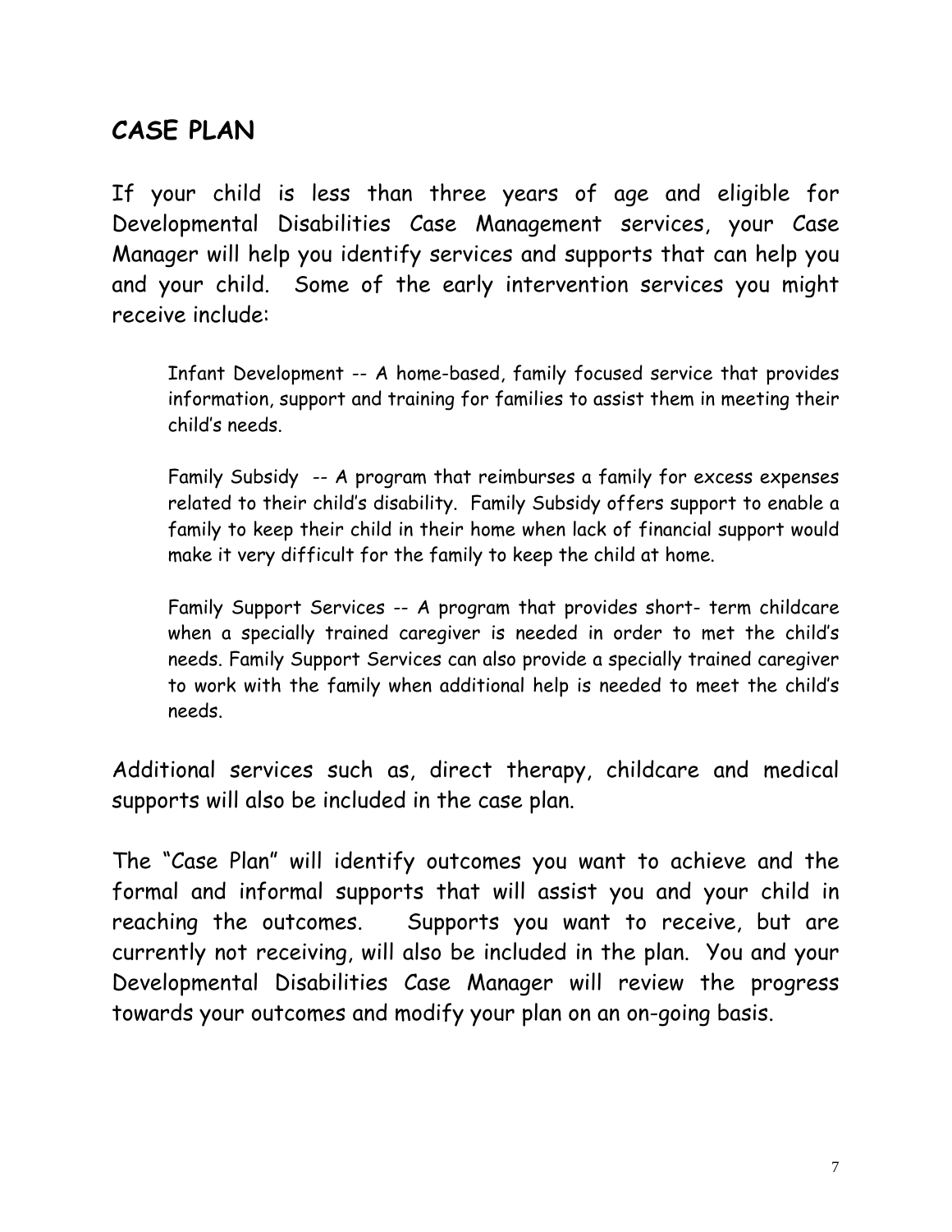## CASE PLAN

If your child is less than three years of age and eligible for Developmental Disabilities Case Management services, your Case Manager will help you identify services and supports that can help you and your child. Some of the early intervention services you might receive include:

> Infant Development -- A home-based, family focused service that provides information, support and training for families to assist them in meeting their child's needs.
>
> Family Subsidy -- A program that reimburses a family for excess expenses related to their child's disability. Family Subsidy offers support to enable a family to keep their child in their home when lack of financial support would make it very difficult for the family to keep the child at home.
>
> Family Support Services -- A program that provides short- term childcare when a specially trained caregiver is needed in order to met the child's needs. Family Support Services can also provide a specially trained caregiver to work with the family when additional help is needed to meet the child's needs.

Additional services such as, direct therapy, childcare and medical supports will also be included in the case plan.

The "Case Plan" will identify outcomes you want to achieve and the formal and informal supports that will assist you and your child in reaching the outcomes. Supports you want to receive, but are currently not receiving, will also be included in the plan. You and your Developmental Disabilities Case Manager will review the progress towards your outcomes and modify your plan on an on-going basis.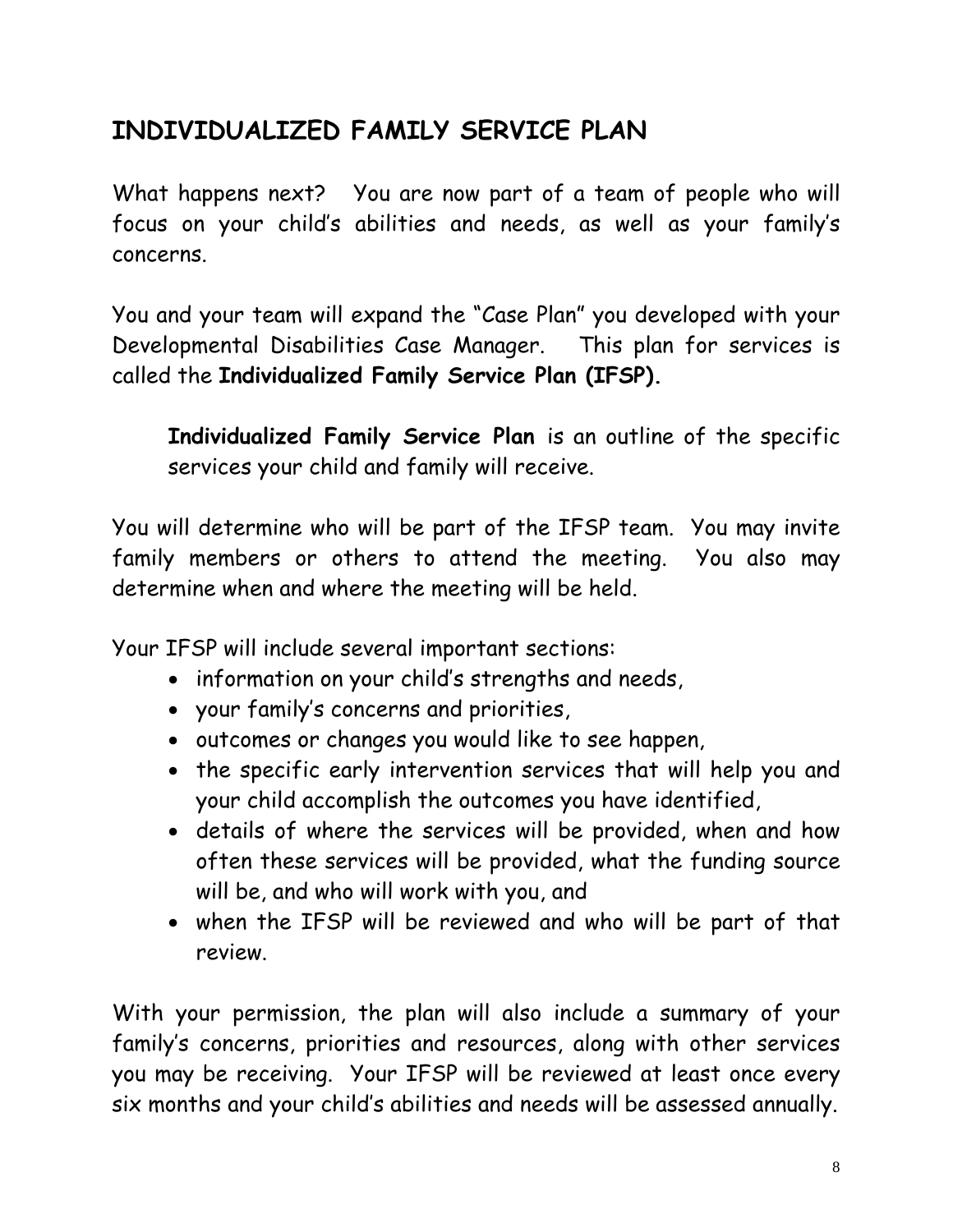## INDIVIDUALIZED FAMILY SERVICE PLAN

What happens next? You are now part of a team of people who will focus on your child's abilities and needs, as well as your family's concerns.

You and your team will expand the "Case Plan" you developed with your Developmental Disabilities Case Manager. This plan for services is called the **Individualized Family Service Plan (IFSP).**

> **Individualized Family Service Plan** is an outline of the specific services your child and family will receive.

You will determine who will be part of the IFSP team. You may invite family members or others to attend the meeting. You also may determine when and where the meeting will be held.

Your IFSP will include several important sections:

- information on your child's strengths and needs,
- your family's concerns and priorities,
- outcomes or changes you would like to see happen,
- the specific early intervention services that will help you and your child accomplish the outcomes you have identified,
- details of where the services will be provided, when and how often these services will be provided, what the funding source will be, and who will work with you, and
- when the IFSP will be reviewed and who will be part of that review.

With your permission, the plan will also include a summary of your family's concerns, priorities and resources, along with other services you may be receiving. Your IFSP will be reviewed at least once every six months and your child's abilities and needs will be assessed annually.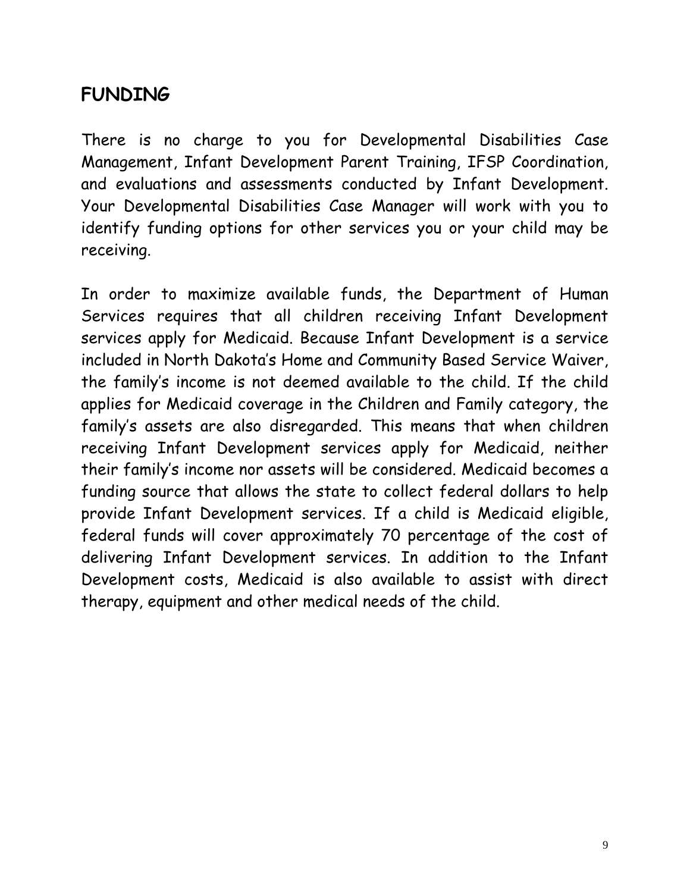## FUNDING

There is no charge to you for Developmental Disabilities Case Management, Infant Development Parent Training, IFSP Coordination, and evaluations and assessments conducted by Infant Development. Your Developmental Disabilities Case Manager will work with you to identify funding options for other services you or your child may be receiving.

In order to maximize available funds, the Department of Human Services requires that all children receiving Infant Development services apply for Medicaid. Because Infant Development is a service included in North Dakota's Home and Community Based Service Waiver, the family's income is not deemed available to the child. If the child applies for Medicaid coverage in the Children and Family category, the family's assets are also disregarded. This means that when children receiving Infant Development services apply for Medicaid, neither their family's income nor assets will be considered. Medicaid becomes a funding source that allows the state to collect federal dollars to help provide Infant Development services. If a child is Medicaid eligible, federal funds will cover approximately 70 percentage of the cost of delivering Infant Development services. In addition to the Infant Development costs, Medicaid is also available to assist with direct therapy, equipment and other medical needs of the child.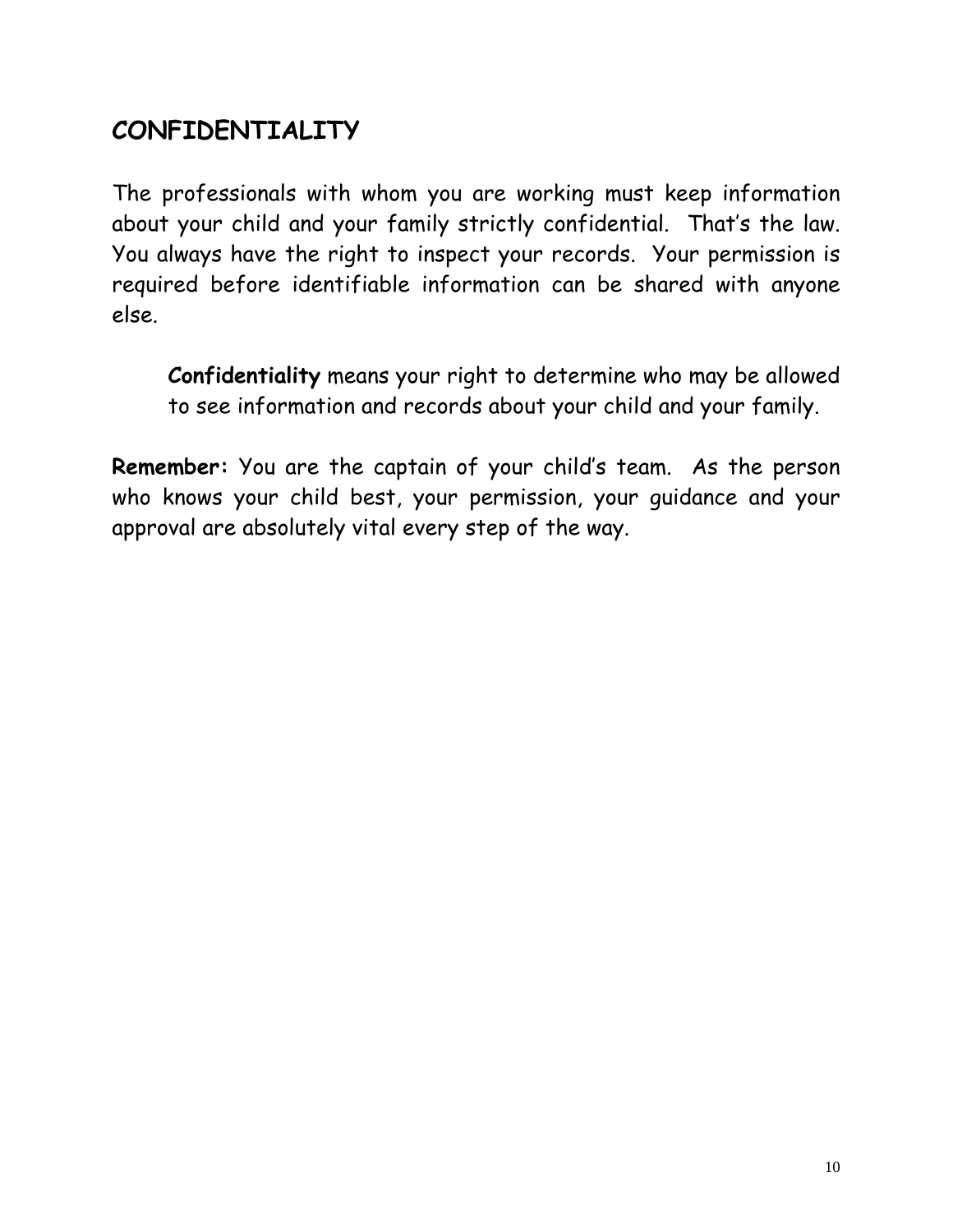## CONFIDENTIALITY

The professionals with whom you are working must keep information about your child and your family strictly confidential. That's the law. You always have the right to inspect your records. Your permission is required before identifiable information can be shared with anyone else.

> **Confidentiality** means your right to determine who may be allowed to see information and records about your child and your family.

**Remember:** You are the captain of your child's team. As the person who knows your child best, your permission, your guidance and your approval are absolutely vital every step of the way.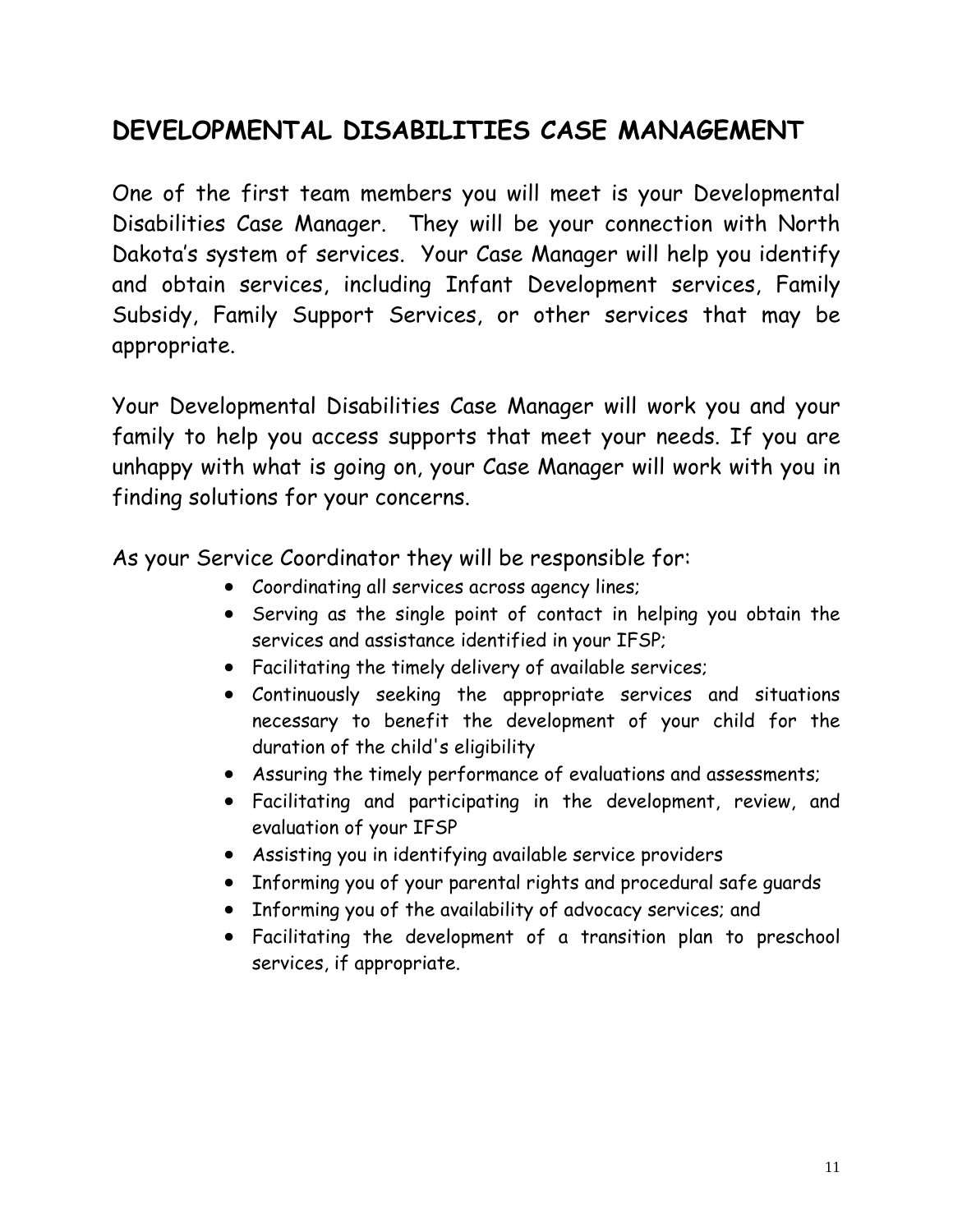## DEVELOPMENTAL DISABILITIES CASE MANAGEMENT

One of the first team members you will meet is your Developmental Disabilities Case Manager. They will be your connection with North Dakota's system of services. Your Case Manager will help you identify and obtain services, including Infant Development services, Family Subsidy, Family Support Services, or other services that may be appropriate.

Your Developmental Disabilities Case Manager will work you and your family to help you access supports that meet your needs. If you are unhappy with what is going on, your Case Manager will work with you in finding solutions for your concerns.

As your Service Coordinator they will be responsible for:

- Coordinating all services across agency lines;
- Serving as the single point of contact in helping you obtain the services and assistance identified in your IFSP;
- Facilitating the timely delivery of available services;
- Continuously seeking the appropriate services and situations necessary to benefit the development of your child for the duration of the child's eligibility
- Assuring the timely performance of evaluations and assessments;
- Facilitating and participating in the development, review, and evaluation of your IFSP
- Assisting you in identifying available service providers
- Informing you of your parental rights and procedural safe guards
- Informing you of the availability of advocacy services; and
- Facilitating the development of a transition plan to preschool services, if appropriate.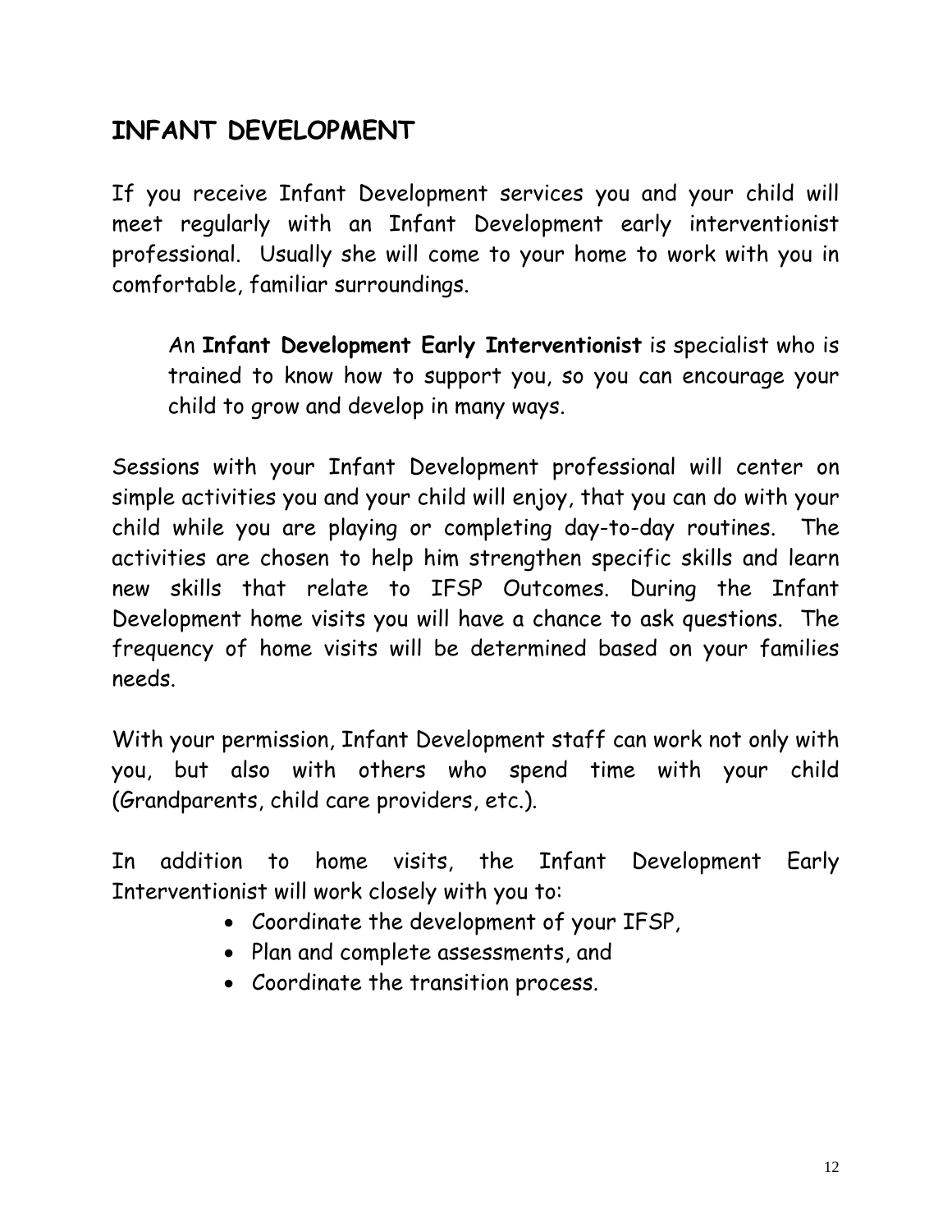## INFANT DEVELOPMENT

If you receive Infant Development services you and your child will meet regularly with an Infant Development early interventionist professional. Usually she will come to your home to work with you in comfortable, familiar surroundings.

> An **Infant Development Early Interventionist** is specialist who is trained to know how to support you, so you can encourage your child to grow and develop in many ways.

Sessions with your Infant Development professional will center on simple activities you and your child will enjoy, that you can do with your child while you are playing or completing day-to-day routines. The activities are chosen to help him strengthen specific skills and learn new skills that relate to IFSP Outcomes. During the Infant Development home visits you will have a chance to ask questions. The frequency of home visits will be determined based on your families needs.

With your permission, Infant Development staff can work not only with you, but also with others who spend time with your child (Grandparents, child care providers, etc.).

In addition to home visits, the Infant Development Early Interventionist will work closely with you to:

- Coordinate the development of your IFSP,
- Plan and complete assessments, and
- Coordinate the transition process.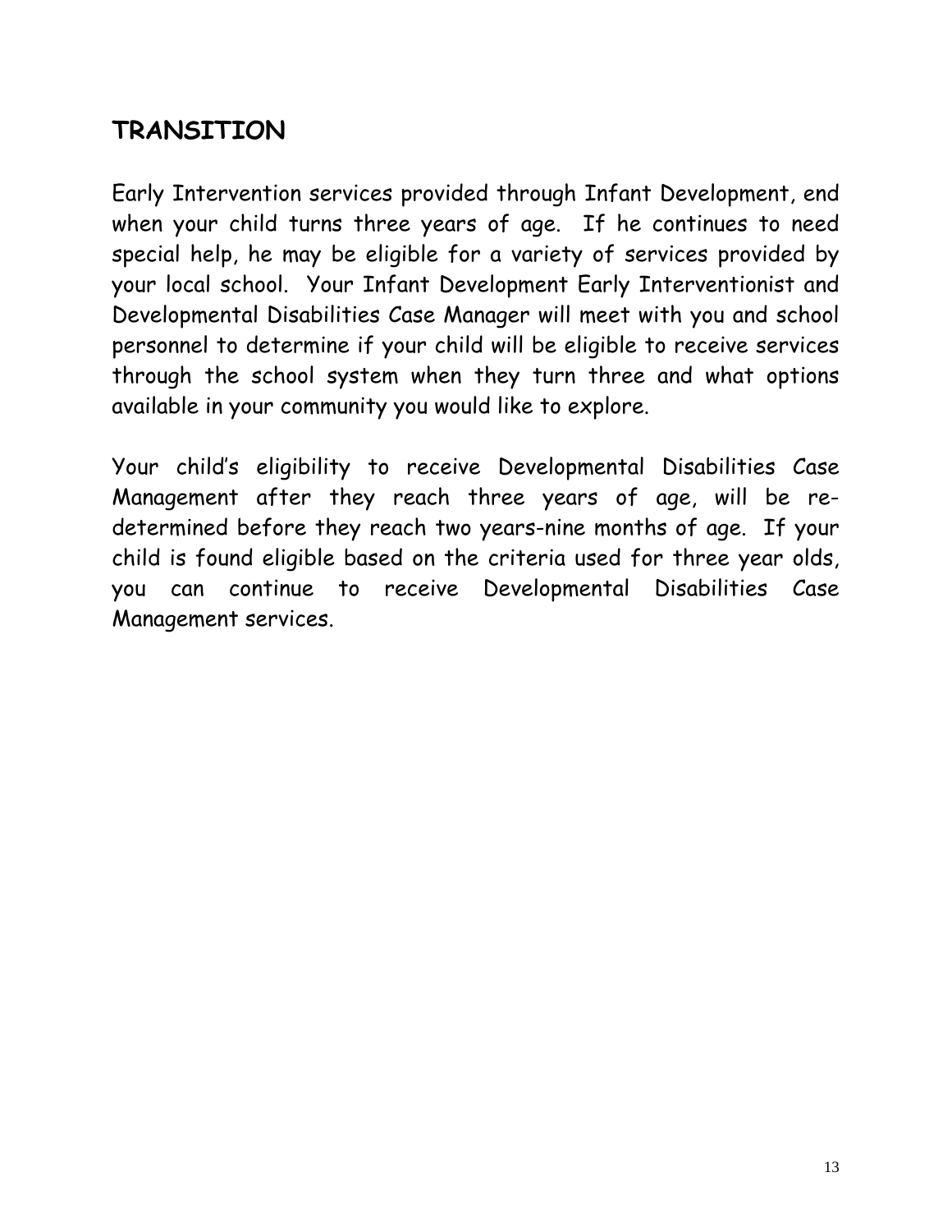## TRANSITION

Early Intervention services provided through Infant Development, end when your child turns three years of age. If he continues to need special help, he may be eligible for a variety of services provided by your local school. Your Infant Development Early Interventionist and Developmental Disabilities Case Manager will meet with you and school personnel to determine if your child will be eligible to receive services through the school system when they turn three and what options available in your community you would like to explore.

Your child's eligibility to receive Developmental Disabilities Case Management after they reach three years of age, will be re-determined before they reach two years-nine months of age. If your child is found eligible based on the criteria used for three year olds, you can continue to receive Developmental Disabilities Case Management services.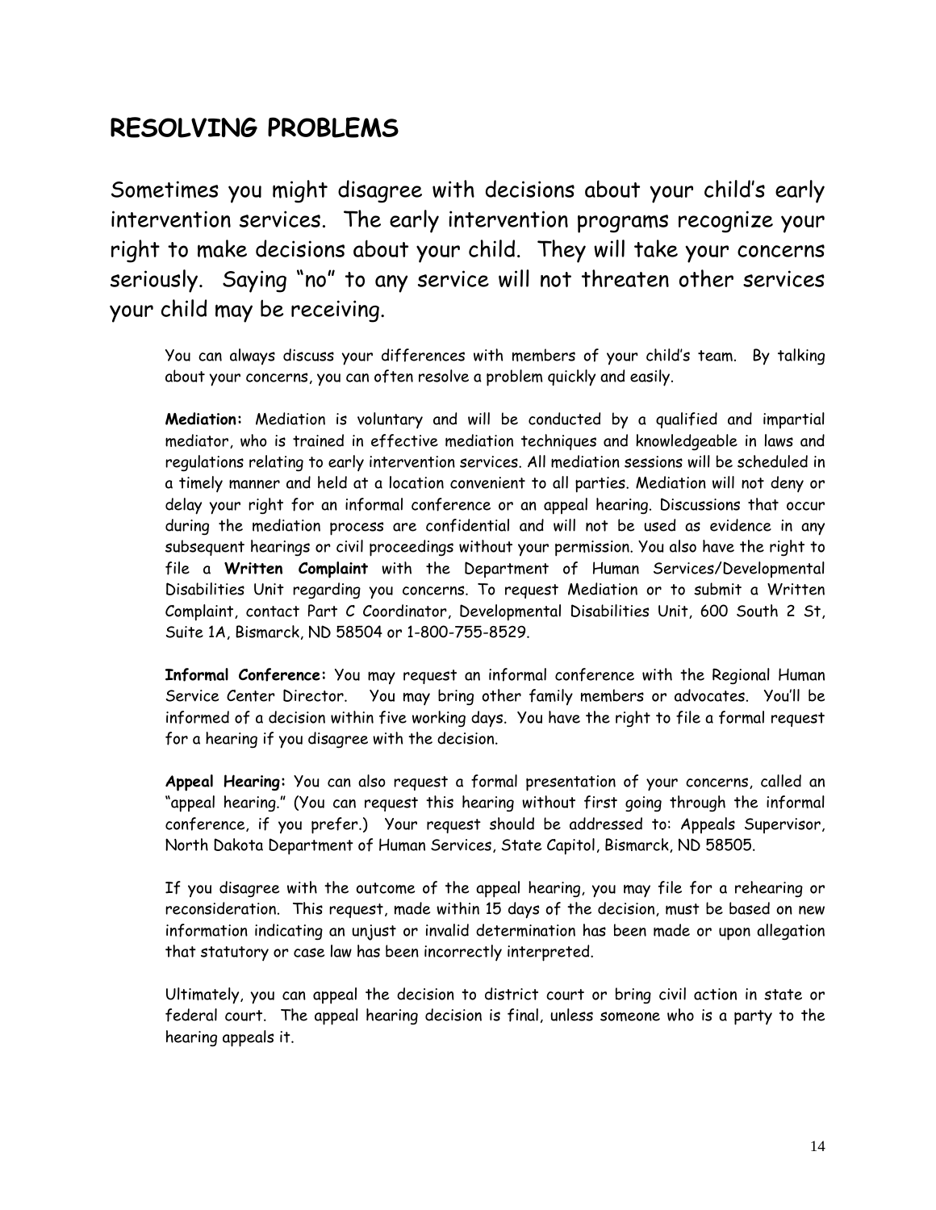# RESOLVING PROBLEMS

Sometimes you might disagree with decisions about your child's early intervention services. The early intervention programs recognize your right to make decisions about your child. They will take your concerns seriously. Saying "no" to any service will not threaten other services your child may be receiving.

You can always discuss your differences with members of your child's team. By talking about your concerns, you can often resolve a problem quickly and easily.

**Mediation:** Mediation is voluntary and will be conducted by a qualified and impartial mediator, who is trained in effective mediation techniques and knowledgeable in laws and regulations relating to early intervention services. All mediation sessions will be scheduled in a timely manner and held at a location convenient to all parties. Mediation will not deny or delay your right for an informal conference or an appeal hearing. Discussions that occur during the mediation process are confidential and will not be used as evidence in any subsequent hearings or civil proceedings without your permission. You also have the right to file a **Written Complaint** with the Department of Human Services/Developmental Disabilities Unit regarding you concerns. To request Mediation or to submit a Written Complaint, contact Part C Coordinator, Developmental Disabilities Unit, 600 South 2 St, Suite 1A, Bismarck, ND 58504 or 1-800-755-8529.

**Informal Conference:** You may request an informal conference with the Regional Human Service Center Director. You may bring other family members or advocates. You'll be informed of a decision within five working days. You have the right to file a formal request for a hearing if you disagree with the decision.

**Appeal Hearing:** You can also request a formal presentation of your concerns, called an "appeal hearing." (You can request this hearing without first going through the informal conference, if you prefer.) Your request should be addressed to: Appeals Supervisor, North Dakota Department of Human Services, State Capitol, Bismarck, ND 58505.

If you disagree with the outcome of the appeal hearing, you may file for a rehearing or reconsideration. This request, made within 15 days of the decision, must be based on new information indicating an unjust or invalid determination has been made or upon allegation that statutory or case law has been incorrectly interpreted.

Ultimately, you can appeal the decision to district court or bring civil action in state or federal court. The appeal hearing decision is final, unless someone who is a party to the hearing appeals it.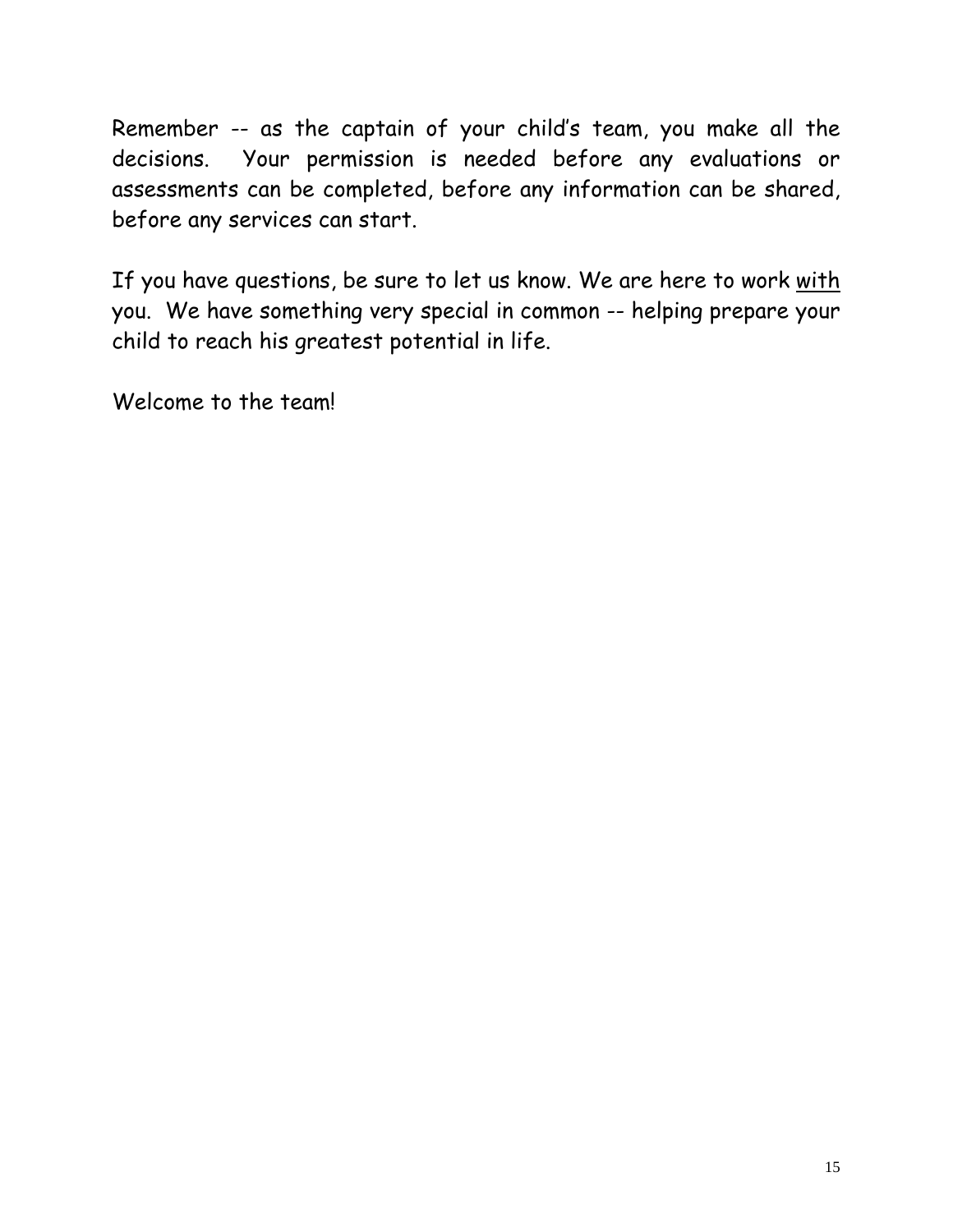Remember -- as the captain of your child's team, you make all the decisions. Your permission is needed before any evaluations or assessments can be completed, before any information can be shared, before any services can start.

If you have questions, be sure to let us know. We are here to work <u>with</u> you. We have something very special in common -- helping prepare your child to reach his greatest potential in life.

Welcome to the team!